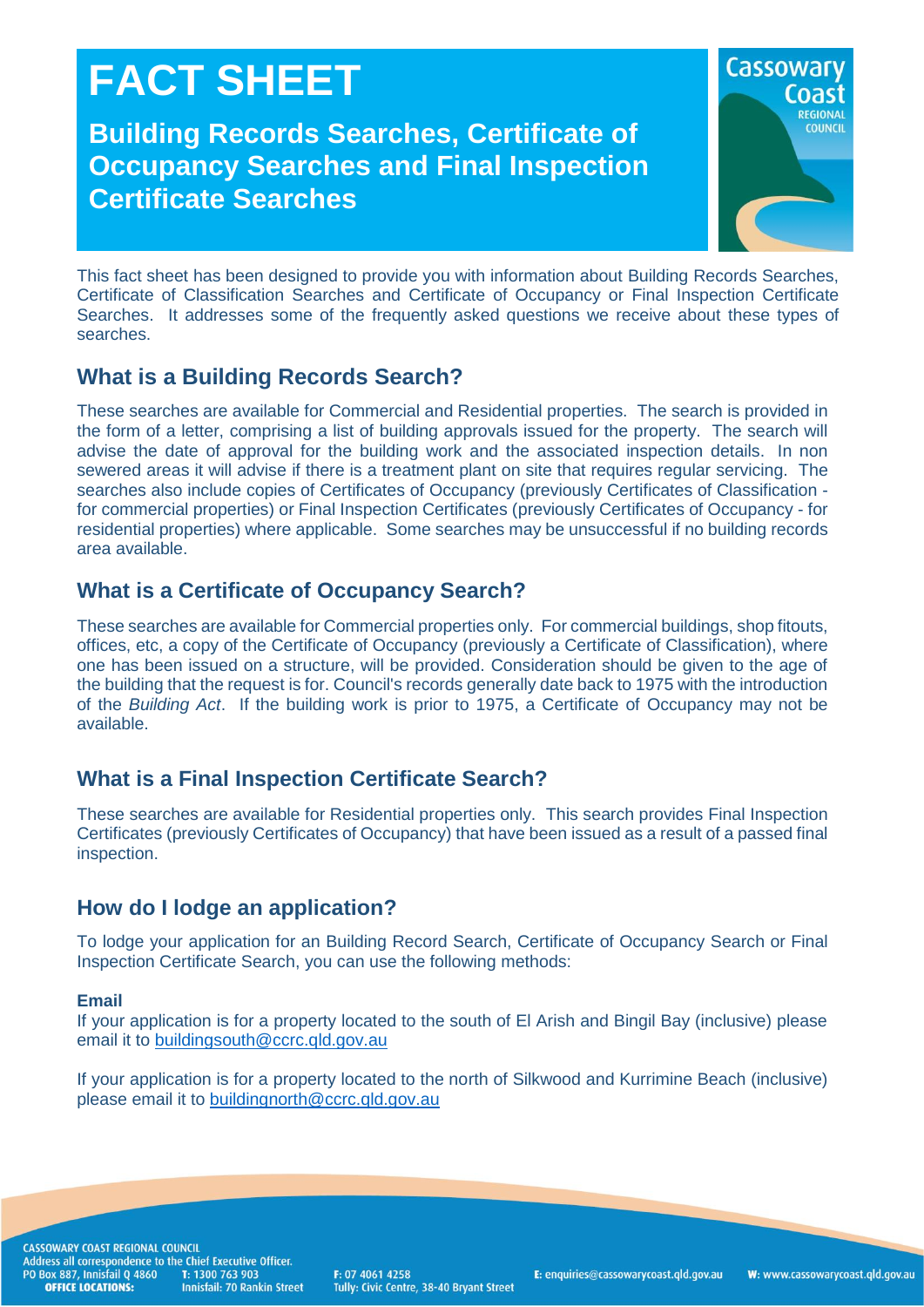# FACT SHEET

## Building Records Searches, Certificate of Occupancy Searches and Final Inspection Certificate Searches

This fact sheet has been designed to provide you with information about Building Records Searches, Certificate of Classification Searches and Certificate of Occupancy or Final Inspection Certificate Searches. It addresses some of the frequently asked questions we receive about these types of searches.

## What is a Building Records Search?

These searches are available for Commercial and Residential properties. The search is provided in the form of a letter, comprising a list of building approvals issued for the property. The search will advise the date of approval for the building work and the associated inspection details. In non sewered areas it will advise if there is a treatment plant on site that requires regular servicing. The searches also include copies of Certificates of Occupancy (previously Certificates of Classification - for commercial properties) or Final Inspection Certificates (previously Certificates of Occupancy - for residential properties) where applicable. Some searches may be unsuccessful if no building records area available.

## What is a Certificate of Occupancy Search?

These searches are available for Commercial properties only. For commercial buildings, shop fitouts, offices, etc, a copy of the Certificate of Occupancy (previously a Certificate of Classification), where one has been issued on a structure, will be provided. Consideration should be given to the age of the building that the request is for. Council's records generally date back to 1975 with the introduction of the *Building Act*. If the building work is prior to 1975, a Certificate of Occupancy may not be available.

## What is a Final Inspection Certificate Search?

These searches are available for Residential properties only. This search provides Final Inspection Certificates (previously Certificates of Occupancy) that have been issued as a result of a passed final inspection.

## How do I lodge an application?

To lodge your application for an Building Record Search, Certificate of Occupancy Search or Final Inspection Certificate Search, you can use the following methods:

**Email**

If your application is for a property located to the south of El Arish and Bingil Bay (inclusive) please email it to buildingsouth@ccrc.qld.gov.au

If your application is for a property located to the north of Silkwood and Kurrimine Beach (inclusive) please email it to buildingnorth@ccrc.qld.gov.au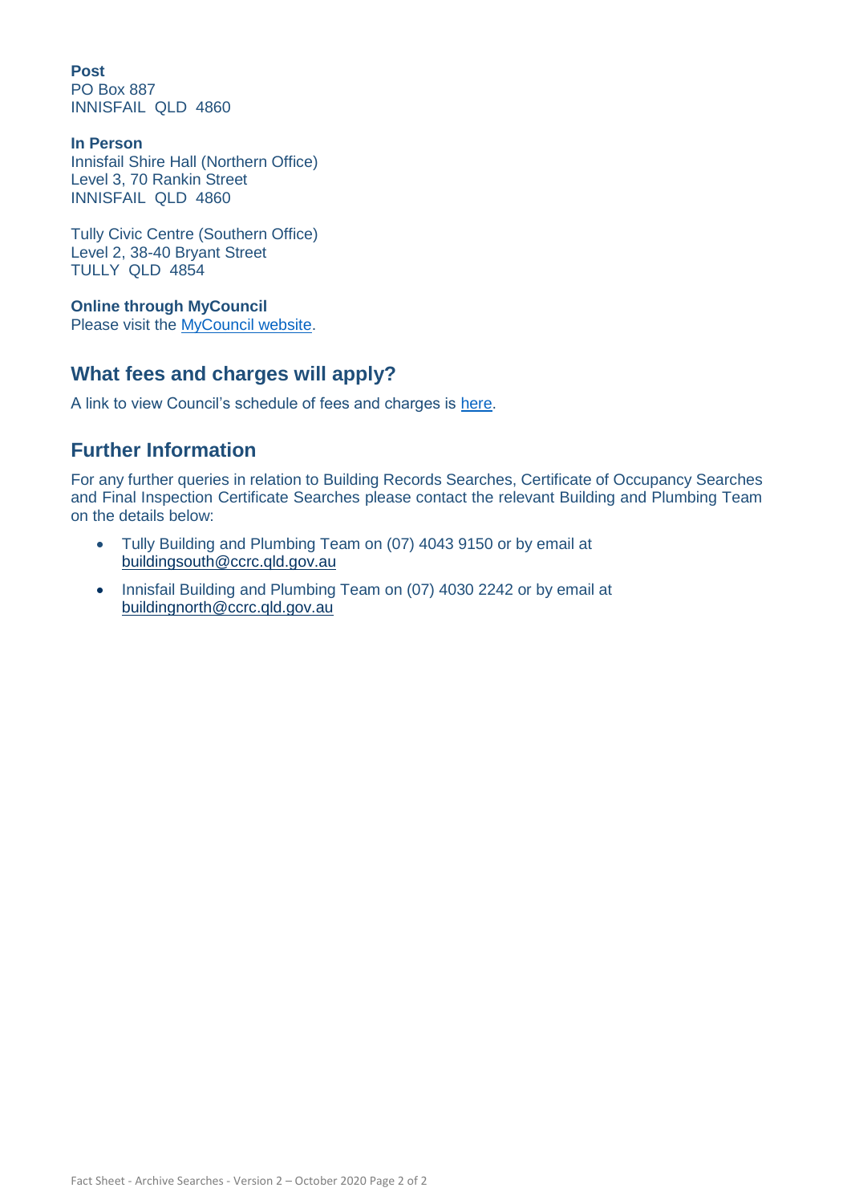**Post**
PO Box 887
INNISFAIL QLD 4860

**In Person**
Innisfail Shire Hall (Northern Office)
Level 3, 70 Rankin Street
INNISFAIL QLD 4860

Tully Civic Centre (Southern Office)
Level 2, 38-40 Bryant Street
TULLY QLD 4854

**Online through MyCouncil**
Please visit the MyCouncil website.

## What fees and charges will apply?

A link to view Council's schedule of fees and charges is here.

## Further Information

For any further queries in relation to Building Records Searches, Certificate of Occupancy Searches and Final Inspection Certificate Searches please contact the relevant Building and Plumbing Team on the details below:

- Tully Building and Plumbing Team on (07) 4043 9150 or by email at buildingsouth@ccrc.qld.gov.au
- Innisfail Building and Plumbing Team on (07) 4030 2242 or by email at buildingnorth@ccrc.qld.gov.au